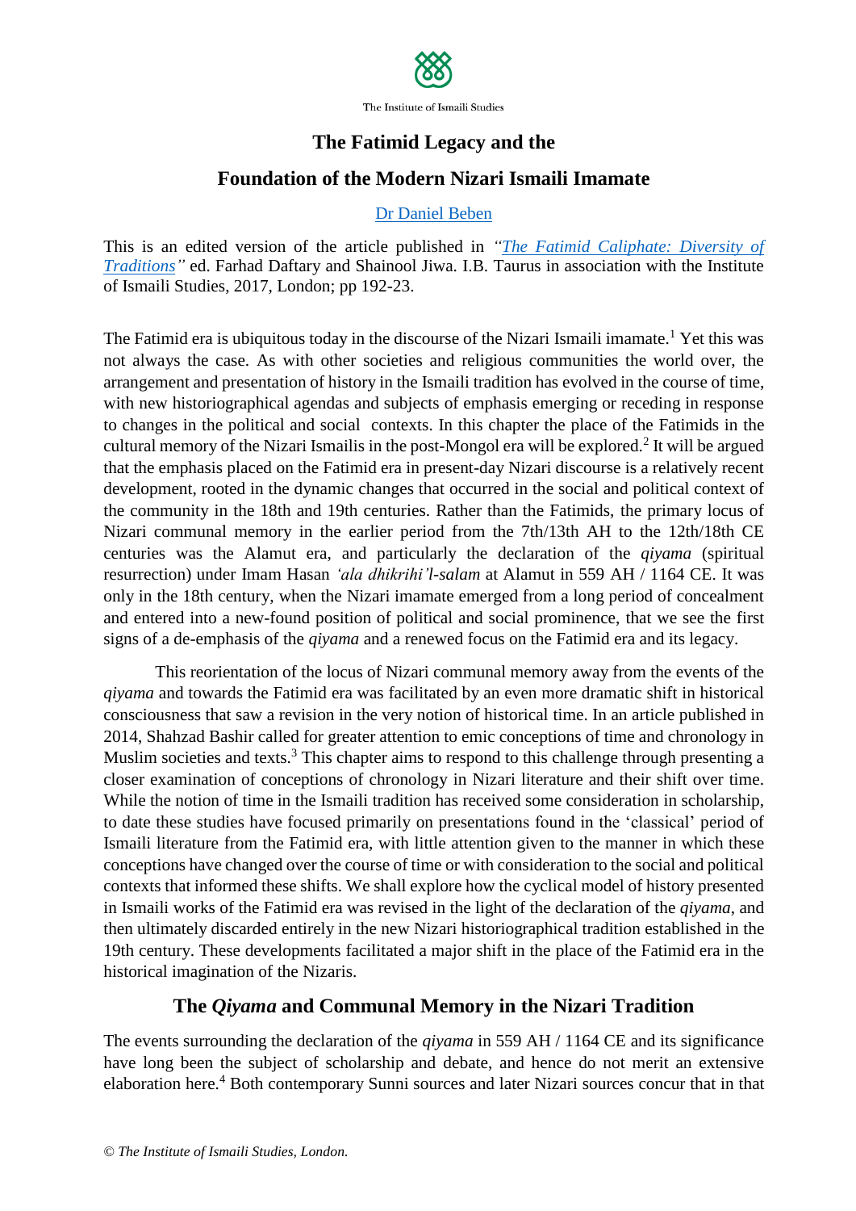The Institute of Ismaili Studies

# The Fatimid Legacy and the Foundation of the Modern Nizari Ismaili Imamate

Dr Daniel Beben

This is an edited version of the article published in *"The Fatimid Caliphate: Diversity of Traditions"* ed. Farhad Daftary and Shainool Jiwa. I.B. Taurus in association with the Institute of Ismaili Studies, 2017, London; pp 192-23.

The Fatimid era is ubiquitous today in the discourse of the Nizari Ismaili imamate.[1] Yet this was not always the case. As with other societies and religious communities the world over, the arrangement and presentation of history in the Ismaili tradition has evolved in the course of time, with new historiographical agendas and subjects of emphasis emerging or receding in response to changes in the political and social contexts. In this chapter the place of the Fatimids in the cultural memory of the Nizari Ismailis in the post-Mongol era will be explored.[2] It will be argued that the emphasis placed on the Fatimid era in present-day Nizari discourse is a relatively recent development, rooted in the dynamic changes that occurred in the social and political context of the community in the 18th and 19th centuries. Rather than the Fatimids, the primary locus of Nizari communal memory in the earlier period from the 7th/13th AH to the 12th/18th CE centuries was the Alamut era, and particularly the declaration of the *qiyama* (spiritual resurrection) under Imam Hasan *'ala dhikrihi'l-salam* at Alamut in 559 AH / 1164 CE. It was only in the 18th century, when the Nizari imamate emerged from a long period of concealment and entered into a new-found position of political and social prominence, that we see the first signs of a de-emphasis of the *qiyama* and a renewed focus on the Fatimid era and its legacy.

This reorientation of the locus of Nizari communal memory away from the events of the *qiyama* and towards the Fatimid era was facilitated by an even more dramatic shift in historical consciousness that saw a revision in the very notion of historical time. In an article published in 2014, Shahzad Bashir called for greater attention to emic conceptions of time and chronology in Muslim societies and texts.[3] This chapter aims to respond to this challenge through presenting a closer examination of conceptions of chronology in Nizari literature and their shift over time. While the notion of time in the Ismaili tradition has received some consideration in scholarship, to date these studies have focused primarily on presentations found in the 'classical' period of Ismaili literature from the Fatimid era, with little attention given to the manner in which these conceptions have changed over the course of time or with consideration to the social and political contexts that informed these shifts. We shall explore how the cyclical model of history presented in Ismaili works of the Fatimid era was revised in the light of the declaration of the *qiyama*, and then ultimately discarded entirely in the new Nizari historiographical tradition established in the 19th century. These developments facilitated a major shift in the place of the Fatimid era in the historical imagination of the Nizaris.

## The *Qiyama* and Communal Memory in the Nizari Tradition

The events surrounding the declaration of the *qiyama* in 559 AH / 1164 CE and its significance have long been the subject of scholarship and debate, and hence do not merit an extensive elaboration here.[4] Both contemporary Sunni sources and later Nizari sources concur that in that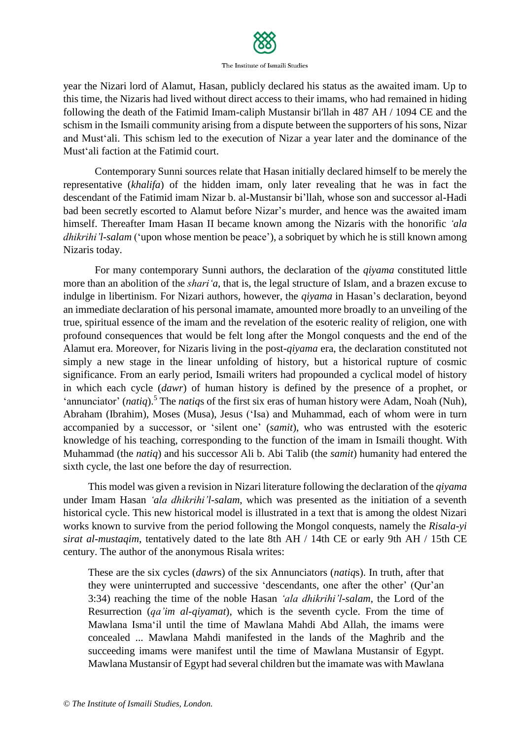year the Nizari lord of Alamut, Hasan, publicly declared his status as the awaited imam. Up to this time, the Nizaris had lived without direct access to their imams, who had remained in hiding following the death of the Fatimid Imam-caliph Mustansir bi'llah in 487 AH / 1094 CE and the schism in the Ismaili community arising from a dispute between the supporters of his sons, Nizar and Must'ali. This schism led to the execution of Nizar a year later and the dominance of the Must'ali faction at the Fatimid court.

Contemporary Sunni sources relate that Hasan initially declared himself to be merely the representative (*khalifa*) of the hidden imam, only later revealing that he was in fact the descendant of the Fatimid imam Nizar b. al-Mustansir bi'llah, whose son and successor al-Hadi bad been secretly escorted to Alamut before Nizar's murder, and hence was the awaited imam himself. Thereafter Imam Hasan II became known among the Nizaris with the honorific *'ala dhikrihi'l-salam* ('upon whose mention be peace'), a sobriquet by which he is still known among Nizaris today.

For many contemporary Sunni authors, the declaration of the *qiyama* constituted little more than an abolition of the *shari'a*, that is, the legal structure of Islam, and a brazen excuse to indulge in libertinism. For Nizari authors, however, the *qiyama* in Hasan's declaration, beyond an immediate declaration of his personal imamate, amounted more broadly to an unveiling of the true, spiritual essence of the imam and the revelation of the esoteric reality of religion, one with profound consequences that would be felt long after the Mongol conquests and the end of the Alamut era. Moreover, for Nizaris living in the post-*qiyama* era, the declaration constituted not simply a new stage in the linear unfolding of history, but a historical rupture of cosmic significance. From an early period, Ismaili writers had propounded a cyclical model of history in which each cycle (*dawr*) of human history is defined by the presence of a prophet, or 'annunciator' (*natiq*).[5] The *natiq*s of the first six eras of human history were Adam, Noah (Nuh), Abraham (Ibrahim), Moses (Musa), Jesus ('Isa) and Muhammad, each of whom were in turn accompanied by a successor, or 'silent one' (*samit*), who was entrusted with the esoteric knowledge of his teaching, corresponding to the function of the imam in Ismaili thought. With Muhammad (the *natiq*) and his successor Ali b. Abi Talib (the *samit*) humanity had entered the sixth cycle, the last one before the day of resurrection.

This model was given a revision in Nizari literature following the declaration of the *qiyama* under Imam Hasan *'ala dhikrihi'l-salam*, which was presented as the initiation of a seventh historical cycle. This new historical model is illustrated in a text that is among the oldest Nizari works known to survive from the period following the Mongol conquests, namely the *Risala-yi sirat al-mustaqim*, tentatively dated to the late 8th AH / 14th CE or early 9th AH / 15th CE century. The author of the anonymous Risala writes:

> These are the six cycles (*dawr*s) of the six Annunciators (*natiq*s). In truth, after that they were uninterrupted and successive 'descendants, one after the other' (Qur'an 3:34) reaching the time of the noble Hasan *'ala dhikrihi'l-salam*, the Lord of the Resurrection (*qa'im al-qiyamat*), which is the seventh cycle. From the time of Mawlana Isma'il until the time of Mawlana Mahdi Abd Allah, the imams were concealed ... Mawlana Mahdi manifested in the lands of the Maghrib and the succeeding imams were manifest until the time of Mawlana Mustansir of Egypt. Mawlana Mustansir of Egypt had several children but the imamate was with Mawlana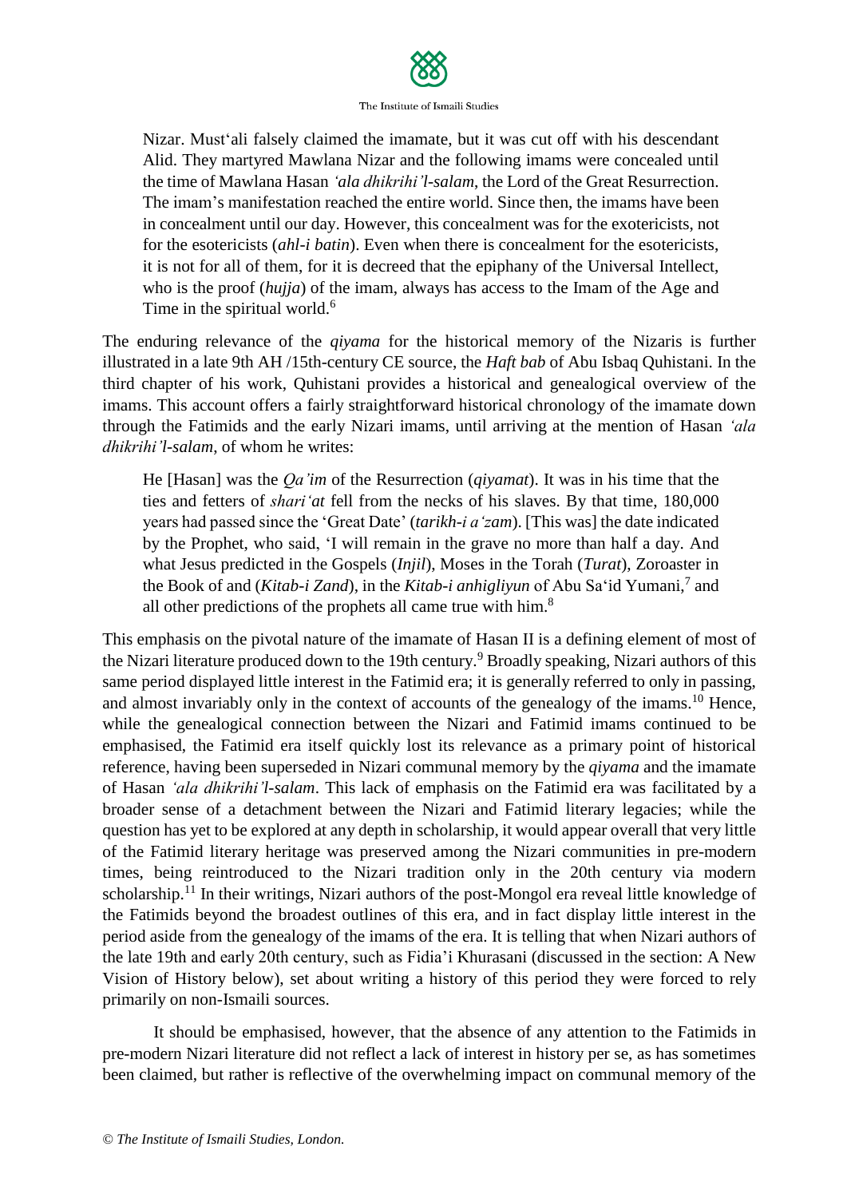> Nizar. Must'ali falsely claimed the imamate, but it was cut off with his descendant Alid. They martyred Mawlana Nizar and the following imams were concealed until the time of Mawlana Hasan *'ala dhikrihi'l-salam*, the Lord of the Great Resurrection. The imam's manifestation reached the entire world. Since then, the imams have been in concealment until our day. However, this concealment was for the exotericists, not for the esotericists (*ahl-i batin*). Even when there is concealment for the esotericists, it is not for all of them, for it is decreed that the epiphany of the Universal Intellect, who is the proof (*hujja*) of the imam, always has access to the Imam of the Age and Time in the spiritual world.[6]

The enduring relevance of the *qiyama* for the historical memory of the Nizaris is further illustrated in a late 9th AH /15th-century CE source, the *Haft bab* of Abu Isbaq Quhistani. In the third chapter of his work, Quhistani provides a historical and genealogical overview of the imams. This account offers a fairly straightforward historical chronology of the imamate down through the Fatimids and the early Nizari imams, until arriving at the mention of Hasan *'ala dhikrihi'l-salam*, of whom he writes:

> He [Hasan] was the *Qa'im* of the Resurrection (*qiyamat*). It was in his time that the ties and fetters of *shari'at* fell from the necks of his slaves. By that time, 180,000 years had passed since the 'Great Date' (*tarikh-i a'zam*). [This was] the date indicated by the Prophet, who said, 'I will remain in the grave no more than half a day. And what Jesus predicted in the Gospels (*Injil*), Moses in the Torah (*Turat*), Zoroaster in the Book of and (*Kitab-i Zand*), in the *Kitab-i anhigliyun* of Abu Sa'id Yumani,[7] and all other predictions of the prophets all came true with him.[8]

This emphasis on the pivotal nature of the imamate of Hasan II is a defining element of most of the Nizari literature produced down to the 19th century.[9] Broadly speaking, Nizari authors of this same period displayed little interest in the Fatimid era; it is generally referred to only in passing, and almost invariably only in the context of accounts of the genealogy of the imams.[10] Hence, while the genealogical connection between the Nizari and Fatimid imams continued to be emphasised, the Fatimid era itself quickly lost its relevance as a primary point of historical reference, having been superseded in Nizari communal memory by the *qiyama* and the imamate of Hasan *'ala dhikrihi'l-salam*. This lack of emphasis on the Fatimid era was facilitated by a broader sense of a detachment between the Nizari and Fatimid literary legacies; while the question has yet to be explored at any depth in scholarship, it would appear overall that very little of the Fatimid literary heritage was preserved among the Nizari communities in pre-modern times, being reintroduced to the Nizari tradition only in the 20th century via modern scholarship.[11] In their writings, Nizari authors of the post-Mongol era reveal little knowledge of the Fatimids beyond the broadest outlines of this era, and in fact display little interest in the period aside from the genealogy of the imams of the era. It is telling that when Nizari authors of the late 19th and early 20th century, such as Fidia'i Khurasani (discussed in the section: A New Vision of History below), set about writing a history of this period they were forced to rely primarily on non-Ismaili sources.

It should be emphasised, however, that the absence of any attention to the Fatimids in pre-modern Nizari literature did not reflect a lack of interest in history per se, as has sometimes been claimed, but rather is reflective of the overwhelming impact on communal memory of the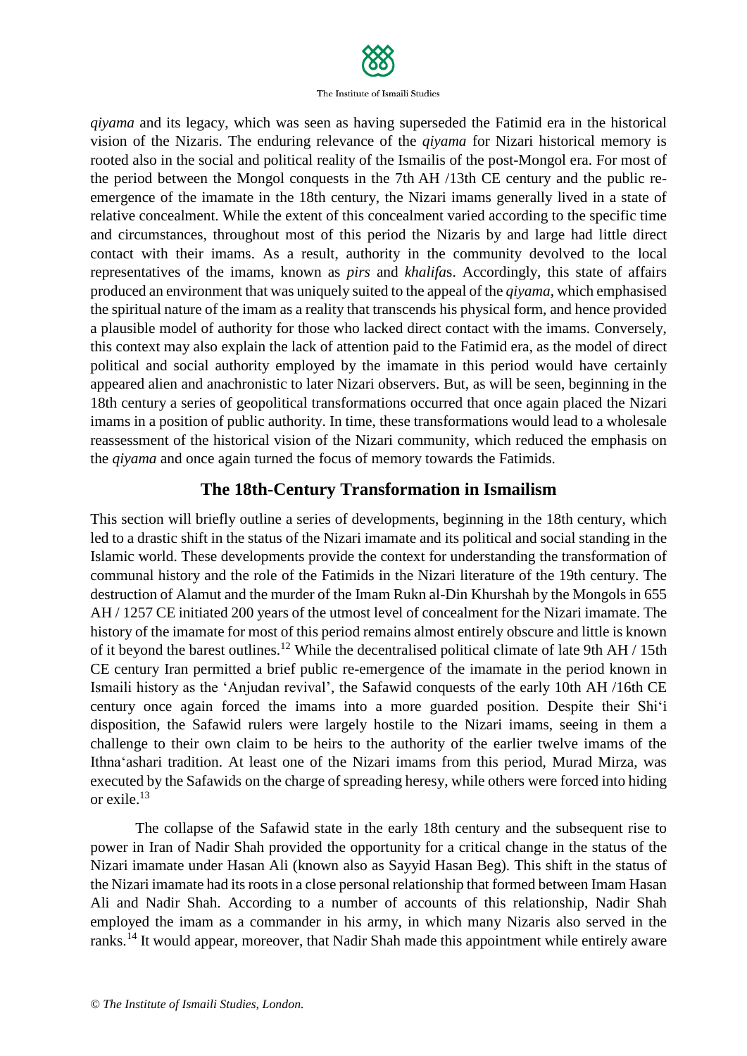*qiyama* and its legacy, which was seen as having superseded the Fatimid era in the historical vision of the Nizaris. The enduring relevance of the *qiyama* for Nizari historical memory is rooted also in the social and political reality of the Ismailis of the post-Mongol era. For most of the period between the Mongol conquests in the 7th AH /13th CE century and the public re-emergence of the imamate in the 18th century, the Nizari imams generally lived in a state of relative concealment. While the extent of this concealment varied according to the specific time and circumstances, throughout most of this period the Nizaris by and large had little direct contact with their imams. As a result, authority in the community devolved to the local representatives of the imams, known as *pirs* and *khalifa*s. Accordingly, this state of affairs produced an environment that was uniquely suited to the appeal of the *qiyama*, which emphasised the spiritual nature of the imam as a reality that transcends his physical form, and hence provided a plausible model of authority for those who lacked direct contact with the imams. Conversely, this context may also explain the lack of attention paid to the Fatimid era, as the model of direct political and social authority employed by the imamate in this period would have certainly appeared alien and anachronistic to later Nizari observers. But, as will be seen, beginning in the 18th century a series of geopolitical transformations occurred that once again placed the Nizari imams in a position of public authority. In time, these transformations would lead to a wholesale reassessment of the historical vision of the Nizari community, which reduced the emphasis on the *qiyama* and once again turned the focus of memory towards the Fatimids.

## The 18th-Century Transformation in Ismailism

This section will briefly outline a series of developments, beginning in the 18th century, which led to a drastic shift in the status of the Nizari imamate and its political and social standing in the Islamic world. These developments provide the context for understanding the transformation of communal history and the role of the Fatimids in the Nizari literature of the 19th century. The destruction of Alamut and the murder of the Imam Rukn al-Din Khurshah by the Mongols in 655 AH / 1257 CE initiated 200 years of the utmost level of concealment for the Nizari imamate. The history of the imamate for most of this period remains almost entirely obscure and little is known of it beyond the barest outlines.[12] While the decentralised political climate of late 9th AH / 15th CE century Iran permitted a brief public re-emergence of the imamate in the period known in Ismaili history as the 'Anjudan revival', the Safawid conquests of the early 10th AH /16th CE century once again forced the imams into a more guarded position. Despite their Shi'i disposition, the Safawid rulers were largely hostile to the Nizari imams, seeing in them a challenge to their own claim to be heirs to the authority of the earlier twelve imams of the Ithna'ashari tradition. At least one of the Nizari imams from this period, Murad Mirza, was executed by the Safawids on the charge of spreading heresy, while others were forced into hiding or exile.[13]

The collapse of the Safawid state in the early 18th century and the subsequent rise to power in Iran of Nadir Shah provided the opportunity for a critical change in the status of the Nizari imamate under Hasan Ali (known also as Sayyid Hasan Beg). This shift in the status of the Nizari imamate had its roots in a close personal relationship that formed between Imam Hasan Ali and Nadir Shah. According to a number of accounts of this relationship, Nadir Shah employed the imam as a commander in his army, in which many Nizaris also served in the ranks.[14] It would appear, moreover, that Nadir Shah made this appointment while entirely aware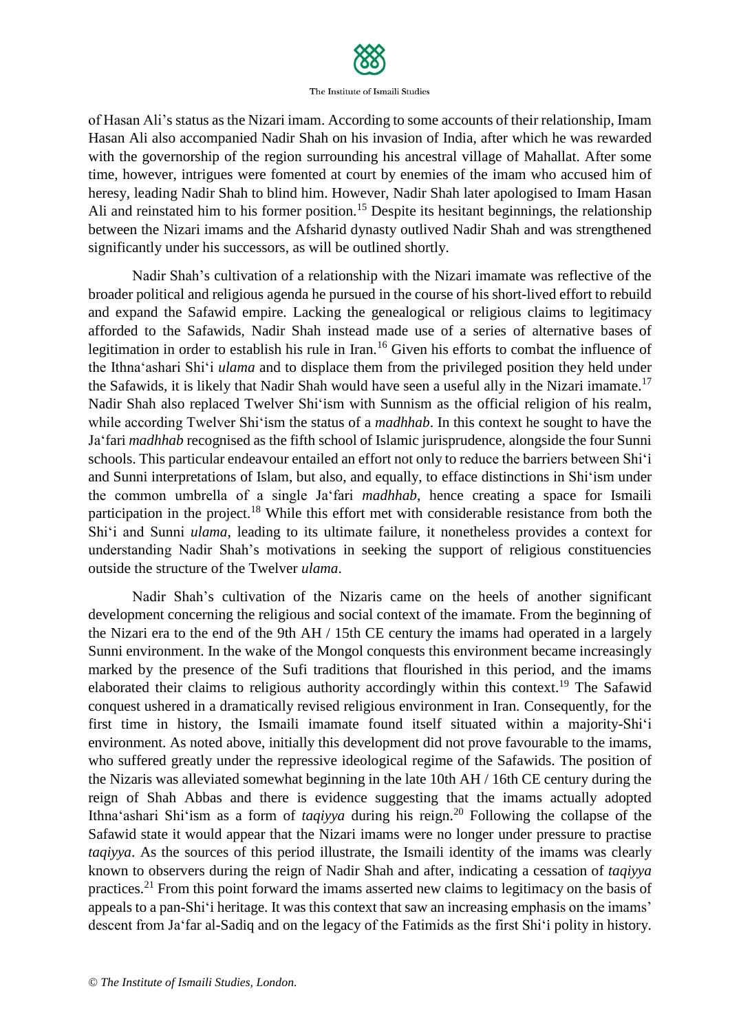of Hasan Ali's status as the Nizari imam. According to some accounts of their relationship, Imam Hasan Ali also accompanied Nadir Shah on his invasion of India, after which he was rewarded with the governorship of the region surrounding his ancestral village of Mahallat. After some time, however, intrigues were fomented at court by enemies of the imam who accused him of heresy, leading Nadir Shah to blind him. However, Nadir Shah later apologised to Imam Hasan Ali and reinstated him to his former position.[15] Despite its hesitant beginnings, the relationship between the Nizari imams and the Afsharid dynasty outlived Nadir Shah and was strengthened significantly under his successors, as will be outlined shortly.

Nadir Shah's cultivation of a relationship with the Nizari imamate was reflective of the broader political and religious agenda he pursued in the course of his short-lived effort to rebuild and expand the Safawid empire. Lacking the genealogical or religious claims to legitimacy afforded to the Safawids, Nadir Shah instead made use of a series of alternative bases of legitimation in order to establish his rule in Iran.[16] Given his efforts to combat the influence of the Ithnaʿashari Shiʿi *ulama* and to displace them from the privileged position they held under the Safawids, it is likely that Nadir Shah would have seen a useful ally in the Nizari imamate.[17] Nadir Shah also replaced Twelver Shiʿism with Sunnism as the official religion of his realm, while according Twelver Shiʿism the status of a *madhhab*. In this context he sought to have the Jaʿfari *madhhab* recognised as the fifth school of Islamic jurisprudence, alongside the four Sunni schools. This particular endeavour entailed an effort not only to reduce the barriers between Shiʿi and Sunni interpretations of Islam, but also, and equally, to efface distinctions in Shiʿism under the common umbrella of a single Jaʿfari *madhhab*, hence creating a space for Ismaili participation in the project.[18] While this effort met with considerable resistance from both the Shiʿi and Sunni *ulama*, leading to its ultimate failure, it nonetheless provides a context for understanding Nadir Shah's motivations in seeking the support of religious constituencies outside the structure of the Twelver *ulama*.

Nadir Shah's cultivation of the Nizaris came on the heels of another significant development concerning the religious and social context of the imamate. From the beginning of the Nizari era to the end of the 9th AH / 15th CE century the imams had operated in a largely Sunni environment. In the wake of the Mongol conquests this environment became increasingly marked by the presence of the Sufi traditions that flourished in this period, and the imams elaborated their claims to religious authority accordingly within this context.[19] The Safawid conquest ushered in a dramatically revised religious environment in Iran. Consequently, for the first time in history, the Ismaili imamate found itself situated within a majority-Shiʿi environment. As noted above, initially this development did not prove favourable to the imams, who suffered greatly under the repressive ideological regime of the Safawids. The position of the Nizaris was alleviated somewhat beginning in the late 10th AH / 16th CE century during the reign of Shah Abbas and there is evidence suggesting that the imams actually adopted Ithnaʿashari Shiʿism as a form of *taqiyya* during his reign.[20] Following the collapse of the Safawid state it would appear that the Nizari imams were no longer under pressure to practise *taqiyya*. As the sources of this period illustrate, the Ismaili identity of the imams was clearly known to observers during the reign of Nadir Shah and after, indicating a cessation of *taqiyya* practices.[21] From this point forward the imams asserted new claims to legitimacy on the basis of appeals to a pan-Shiʿi heritage. It was this context that saw an increasing emphasis on the imams' descent from Jaʿfar al-Sadiq and on the legacy of the Fatimids as the first Shiʿi polity in history.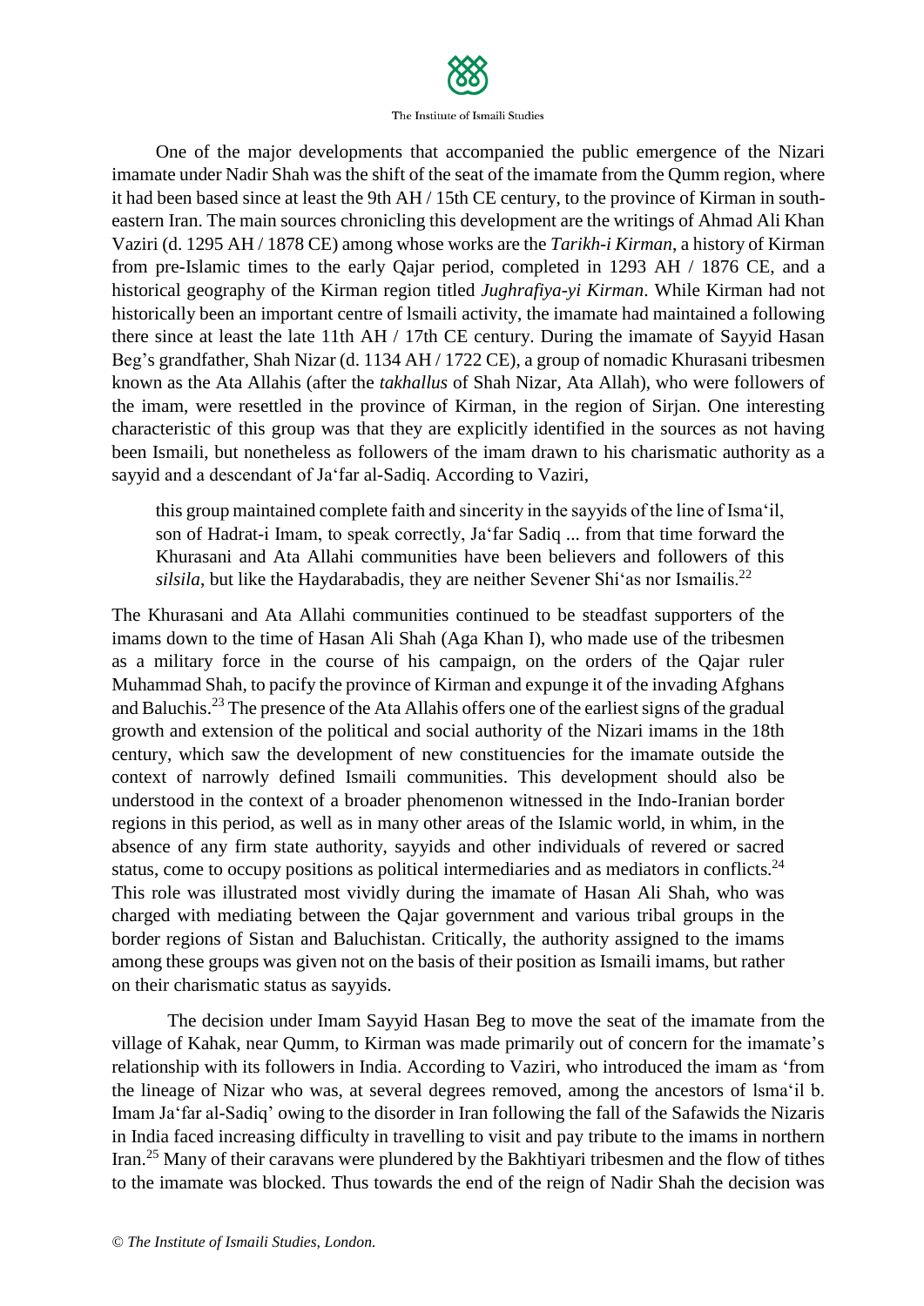One of the major developments that accompanied the public emergence of the Nizari imamate under Nadir Shah was the shift of the seat of the imamate from the Qumm region, where it had been based since at least the 9th AH / 15th CE century, to the province of Kirman in south-eastern Iran. The main sources chronicling this development are the writings of Ahmad Ali Khan Vaziri (d. 1295 AH / 1878 CE) among whose works are the *Tarikh-i Kirman*, a history of Kirman from pre-Islamic times to the early Qajar period, completed in 1293 AH / 1876 CE, and a historical geography of the Kirman region titled *Jughrafiya-yi Kirman*. While Kirman had not historically been an important centre of lsmaili activity, the imamate had maintained a following there since at least the late 11th AH / 17th CE century. During the imamate of Sayyid Hasan Beg's grandfather, Shah Nizar (d. 1134 AH / 1722 CE), a group of nomadic Khurasani tribesmen known as the Ata Allahis (after the *takhallus* of Shah Nizar, Ata Allah), who were followers of the imam, were resettled in the province of Kirman, in the region of Sirjan. One interesting characteristic of this group was that they are explicitly identified in the sources as not having been Ismaili, but nonetheless as followers of the imam drawn to his charismatic authority as a sayyid and a descendant of Ja'far al-Sadiq. According to Vaziri,

> this group maintained complete faith and sincerity in the sayyids of the line of Isma'il, son of Hadrat-i Imam, to speak correctly, Ja'far Sadiq ... from that time forward the Khurasani and Ata Allahi communities have been believers and followers of this *silsila*, but like the Haydarabadis, they are neither Sevener Shi'as nor Ismailis.[22]

The Khurasani and Ata Allahi communities continued to be steadfast supporters of the imams down to the time of Hasan Ali Shah (Aga Khan I), who made use of the tribesmen as a military force in the course of his campaign, on the orders of the Qajar ruler Muhammad Shah, to pacify the province of Kirman and expunge it of the invading Afghans and Baluchis.[23] The presence of the Ata Allahis offers one of the earliest signs of the gradual growth and extension of the political and social authority of the Nizari imams in the 18th century, which saw the development of new constituencies for the imamate outside the context of narrowly defined Ismaili communities. This development should also be understood in the context of a broader phenomenon witnessed in the Indo-Iranian border regions in this period, as well as in many other areas of the Islamic world, in whim, in the absence of any firm state authority, sayyids and other individuals of revered or sacred status, come to occupy positions as political intermediaries and as mediators in conflicts.[24] This role was illustrated most vividly during the imamate of Hasan Ali Shah, who was charged with mediating between the Qajar government and various tribal groups in the border regions of Sistan and Baluchistan. Critically, the authority assigned to the imams among these groups was given not on the basis of their position as Ismaili imams, but rather on their charismatic status as sayyids.

The decision under Imam Sayyid Hasan Beg to move the seat of the imamate from the village of Kahak, near Qumm, to Kirman was made primarily out of concern for the imamate's relationship with its followers in India. According to Vaziri, who introduced the imam as 'from the lineage of Nizar who was, at several degrees removed, among the ancestors of lsma'il b. Imam Ja'far al-Sadiq' owing to the disorder in Iran following the fall of the Safawids the Nizaris in India faced increasing difficulty in travelling to visit and pay tribute to the imams in northern Iran.[25] Many of their caravans were plundered by the Bakhtiyari tribesmen and the flow of tithes to the imamate was blocked. Thus towards the end of the reign of Nadir Shah the decision was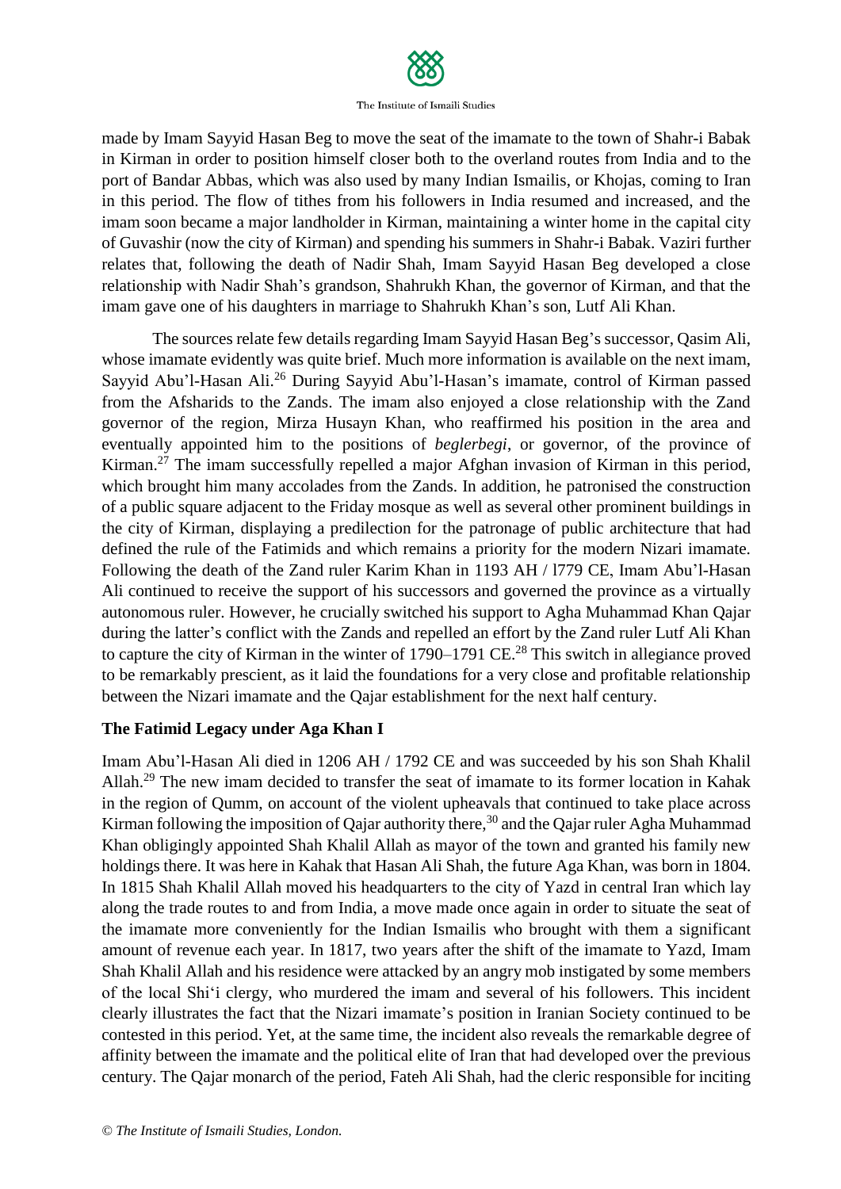made by Imam Sayyid Hasan Beg to move the seat of the imamate to the town of Shahr-i Babak in Kirman in order to position himself closer both to the overland routes from India and to the port of Bandar Abbas, which was also used by many Indian Ismailis, or Khojas, coming to Iran in this period. The flow of tithes from his followers in India resumed and increased, and the imam soon became a major landholder in Kirman, maintaining a winter home in the capital city of Guvashir (now the city of Kirman) and spending his summers in Shahr-i Babak. Vaziri further relates that, following the death of Nadir Shah, Imam Sayyid Hasan Beg developed a close relationship with Nadir Shah's grandson, Shahrukh Khan, the governor of Kirman, and that the imam gave one of his daughters in marriage to Shahrukh Khan's son, Lutf Ali Khan.

The sources relate few details regarding Imam Sayyid Hasan Beg's successor, Qasim Ali, whose imamate evidently was quite brief. Much more information is available on the next imam, Sayyid Abu'l-Hasan Ali.[26] During Sayyid Abu'l-Hasan's imamate, control of Kirman passed from the Afsharids to the Zands. The imam also enjoyed a close relationship with the Zand governor of the region, Mirza Husayn Khan, who reaffirmed his position in the area and eventually appointed him to the positions of *beglerbegi*, or governor, of the province of Kirman.[27] The imam successfully repelled a major Afghan invasion of Kirman in this period, which brought him many accolades from the Zands. In addition, he patronised the construction of a public square adjacent to the Friday mosque as well as several other prominent buildings in the city of Kirman, displaying a predilection for the patronage of public architecture that had defined the rule of the Fatimids and which remains a priority for the modern Nizari imamate. Following the death of the Zand ruler Karim Khan in 1193 AH / l779 CE, Imam Abu'l-Hasan Ali continued to receive the support of his successors and governed the province as a virtually autonomous ruler. However, he crucially switched his support to Agha Muhammad Khan Qajar during the latter's conflict with the Zands and repelled an effort by the Zand ruler Lutf Ali Khan to capture the city of Kirman in the winter of 1790–1791 CE.[28] This switch in allegiance proved to be remarkably prescient, as it laid the foundations for a very close and profitable relationship between the Nizari imamate and the Qajar establishment for the next half century.

## The Fatimid Legacy under Aga Khan I

Imam Abu'l-Hasan Ali died in 1206 AH / 1792 CE and was succeeded by his son Shah Khalil Allah.[29] The new imam decided to transfer the seat of imamate to its former location in Kahak in the region of Qumm, on account of the violent upheavals that continued to take place across Kirman following the imposition of Qajar authority there,[30] and the Qajar ruler Agha Muhammad Khan obligingly appointed Shah Khalil Allah as mayor of the town and granted his family new holdings there. It was here in Kahak that Hasan Ali Shah, the future Aga Khan, was born in 1804. In 1815 Shah Khalil Allah moved his headquarters to the city of Yazd in central Iran which lay along the trade routes to and from India, a move made once again in order to situate the seat of the imamate more conveniently for the Indian Ismailis who brought with them a significant amount of revenue each year. In 1817, two years after the shift of the imamate to Yazd, Imam Shah Khalil Allah and his residence were attacked by an angry mob instigated by some members of the local Shi'i clergy, who murdered the imam and several of his followers. This incident clearly illustrates the fact that the Nizari imamate's position in Iranian Society continued to be contested in this period. Yet, at the same time, the incident also reveals the remarkable degree of affinity between the imamate and the political elite of Iran that had developed over the previous century. The Qajar monarch of the period, Fateh Ali Shah, had the cleric responsible for inciting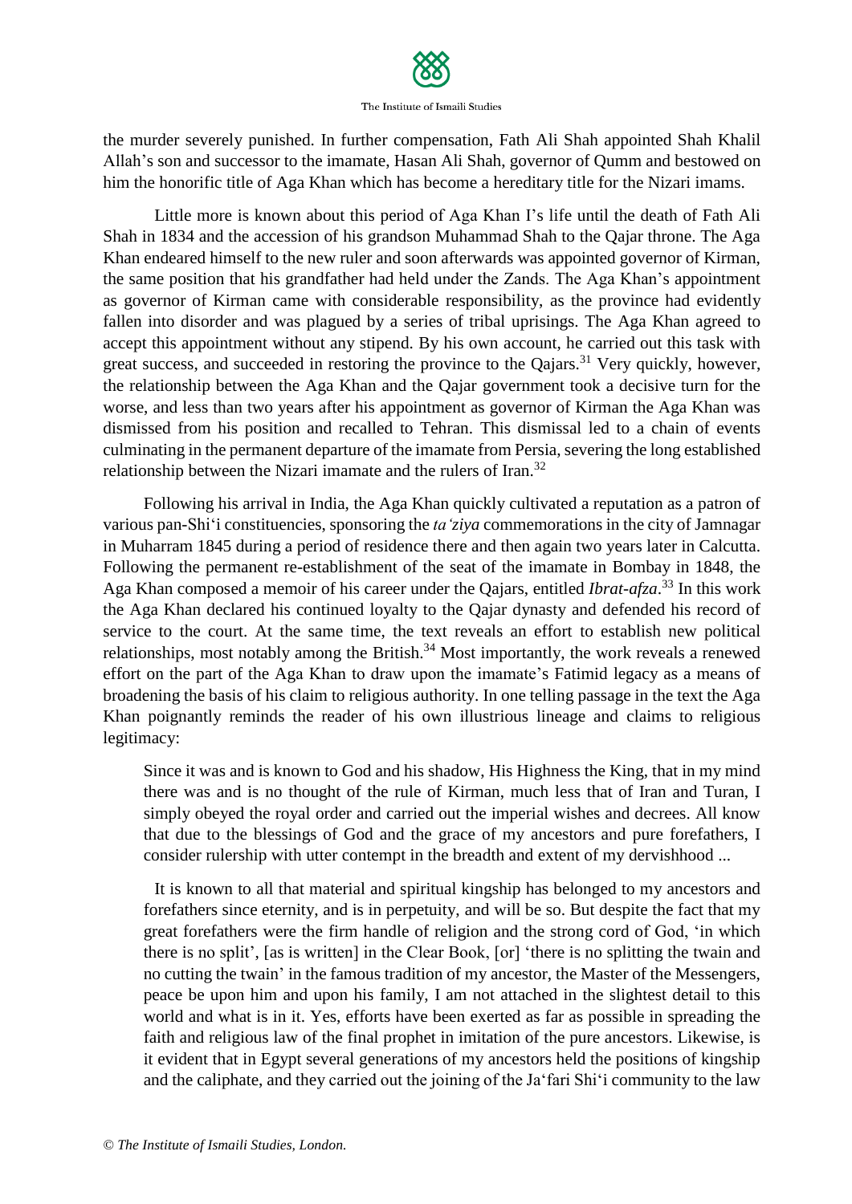the murder severely punished. In further compensation, Fath Ali Shah appointed Shah Khalil Allah's son and successor to the imamate, Hasan Ali Shah, governor of Qumm and bestowed on him the honorific title of Aga Khan which has become a hereditary title for the Nizari imams.

Little more is known about this period of Aga Khan I's life until the death of Fath Ali Shah in 1834 and the accession of his grandson Muhammad Shah to the Qajar throne. The Aga Khan endeared himself to the new ruler and soon afterwards was appointed governor of Kirman, the same position that his grandfather had held under the Zands. The Aga Khan's appointment as governor of Kirman came with considerable responsibility, as the province had evidently fallen into disorder and was plagued by a series of tribal uprisings. The Aga Khan agreed to accept this appointment without any stipend. By his own account, he carried out this task with great success, and succeeded in restoring the province to the Qajars.[31] Very quickly, however, the relationship between the Aga Khan and the Qajar government took a decisive turn for the worse, and less than two years after his appointment as governor of Kirman the Aga Khan was dismissed from his position and recalled to Tehran. This dismissal led to a chain of events culminating in the permanent departure of the imamate from Persia, severing the long established relationship between the Nizari imamate and the rulers of Iran.[32]

Following his arrival in India, the Aga Khan quickly cultivated a reputation as a patron of various pan-Shi'i constituencies, sponsoring the *ta'ziya* commemorations in the city of Jamnagar in Muharram 1845 during a period of residence there and then again two years later in Calcutta. Following the permanent re-establishment of the seat of the imamate in Bombay in 1848, the Aga Khan composed a memoir of his career under the Qajars, entitled *Ibrat-afza*.[33] In this work the Aga Khan declared his continued loyalty to the Qajar dynasty and defended his record of service to the court. At the same time, the text reveals an effort to establish new political relationships, most notably among the British.[34] Most importantly, the work reveals a renewed effort on the part of the Aga Khan to draw upon the imamate's Fatimid legacy as a means of broadening the basis of his claim to religious authority. In one telling passage in the text the Aga Khan poignantly reminds the reader of his own illustrious lineage and claims to religious legitimacy:

> Since it was and is known to God and his shadow, His Highness the King, that in my mind there was and is no thought of the rule of Kirman, much less that of Iran and Turan, I simply obeyed the royal order and carried out the imperial wishes and decrees. All know that due to the blessings of God and the grace of my ancestors and pure forefathers, I consider rulership with utter contempt in the breadth and extent of my dervishhood ...
>
> It is known to all that material and spiritual kingship has belonged to my ancestors and forefathers since eternity, and is in perpetuity, and will be so. But despite the fact that my great forefathers were the firm handle of religion and the strong cord of God, 'in which there is no split', [as is written] in the Clear Book, [or] 'there is no splitting the twain and no cutting the twain' in the famous tradition of my ancestor, the Master of the Messengers, peace be upon him and upon his family, I am not attached in the slightest detail to this world and what is in it. Yes, efforts have been exerted as far as possible in spreading the faith and religious law of the final prophet in imitation of the pure ancestors. Likewise, is it evident that in Egypt several generations of my ancestors held the positions of kingship and the caliphate, and they carried out the joining of the Ja'fari Shi'i community to the law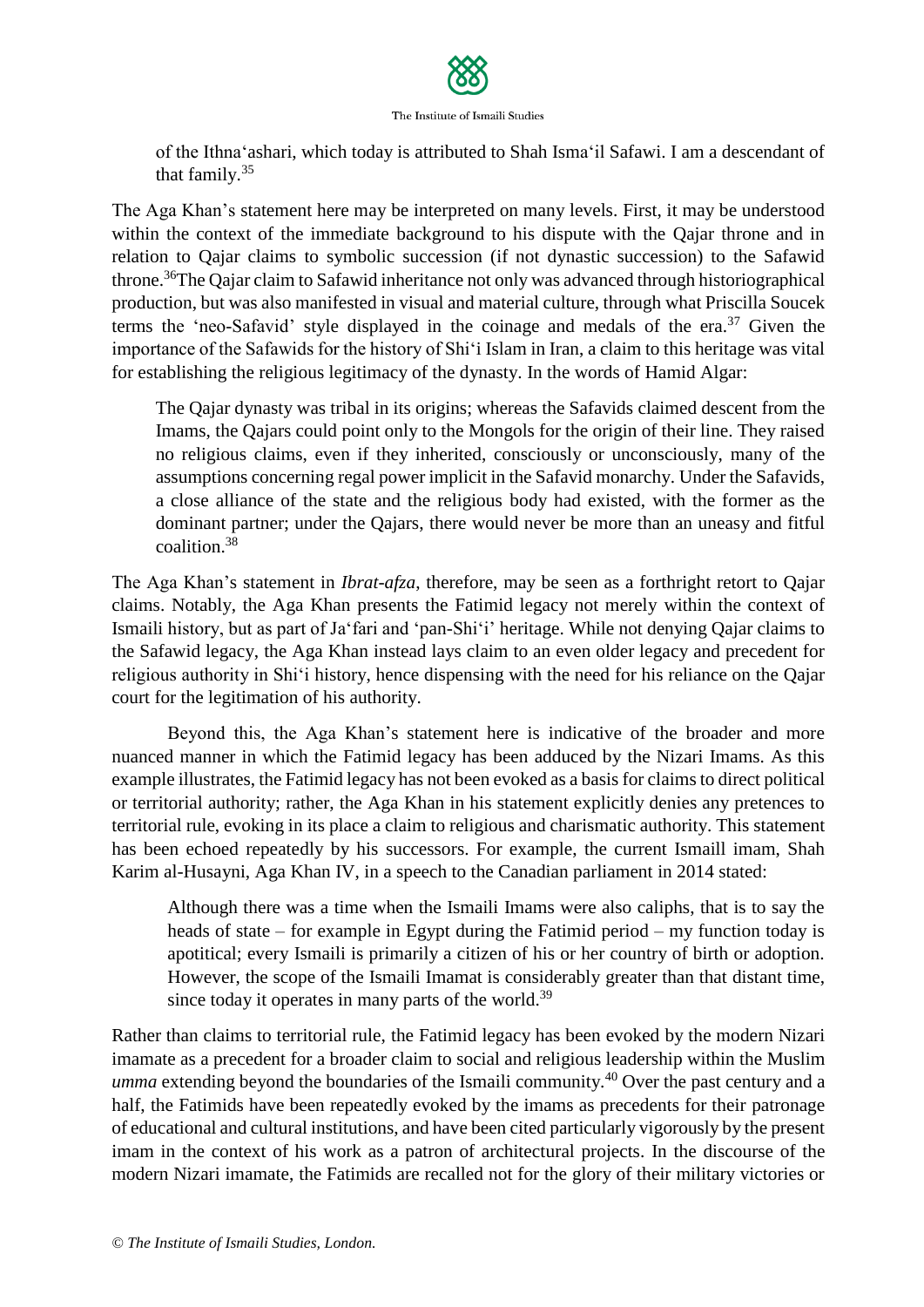> of the Ithnaʿashari, which today is attributed to Shah Ismaʿil Safawi. I am a descendant of that family.[35]

The Aga Khan's statement here may be interpreted on many levels. First, it may be understood within the context of the immediate background to his dispute with the Qajar throne and in relation to Qajar claims to symbolic succession (if not dynastic succession) to the Safawid throne.[36]The Qajar claim to Safawid inheritance not only was advanced through historiographical production, but was also manifested in visual and material culture, through what Priscilla Soucek terms the 'neo-Safavid' style displayed in the coinage and medals of the era.[37] Given the importance of the Safawids for the history of Shiʿi Islam in Iran, a claim to this heritage was vital for establishing the religious legitimacy of the dynasty. In the words of Hamid Algar:

> The Qajar dynasty was tribal in its origins; whereas the Safavids claimed descent from the Imams, the Qajars could point only to the Mongols for the origin of their line. They raised no religious claims, even if they inherited, consciously or unconsciously, many of the assumptions concerning regal power implicit in the Safavid monarchy. Under the Safavids, a close alliance of the state and the religious body had existed, with the former as the dominant partner; under the Qajars, there would never be more than an uneasy and fitful coalition.[38]

The Aga Khan's statement in *Ibrat-afza*, therefore, may be seen as a forthright retort to Qajar claims. Notably, the Aga Khan presents the Fatimid legacy not merely within the context of Ismaili history, but as part of Jaʿfari and 'pan-Shiʿi' heritage. While not denying Qajar claims to the Safawid legacy, the Aga Khan instead lays claim to an even older legacy and precedent for religious authority in Shiʿi history, hence dispensing with the need for his reliance on the Qajar court for the legitimation of his authority.

Beyond this, the Aga Khan's statement here is indicative of the broader and more nuanced manner in which the Fatimid legacy has been adduced by the Nizari Imams. As this example illustrates, the Fatimid legacy has not been evoked as a basis for claims to direct political or territorial authority; rather, the Aga Khan in his statement explicitly denies any pretences to territorial rule, evoking in its place a claim to religious and charismatic authority. This statement has been echoed repeatedly by his successors. For example, the current Ismaill imam, Shah Karim al-Husayni, Aga Khan IV, in a speech to the Canadian parliament in 2014 stated:

> Although there was a time when the Ismaili Imams were also caliphs, that is to say the heads of state – for example in Egypt during the Fatimid period – my function today is apotitical; every Ismaili is primarily a citizen of his or her country of birth or adoption. However, the scope of the Ismaili Imamat is considerably greater than that distant time, since today it operates in many parts of the world.[39]

Rather than claims to territorial rule, the Fatimid legacy has been evoked by the modern Nizari imamate as a precedent for a broader claim to social and religious leadership within the Muslim *umma* extending beyond the boundaries of the Ismaili community.[40] Over the past century and a half, the Fatimids have been repeatedly evoked by the imams as precedents for their patronage of educational and cultural institutions, and have been cited particularly vigorously by the present imam in the context of his work as a patron of architectural projects. In the discourse of the modern Nizari imamate, the Fatimids are recalled not for the glory of their military victories or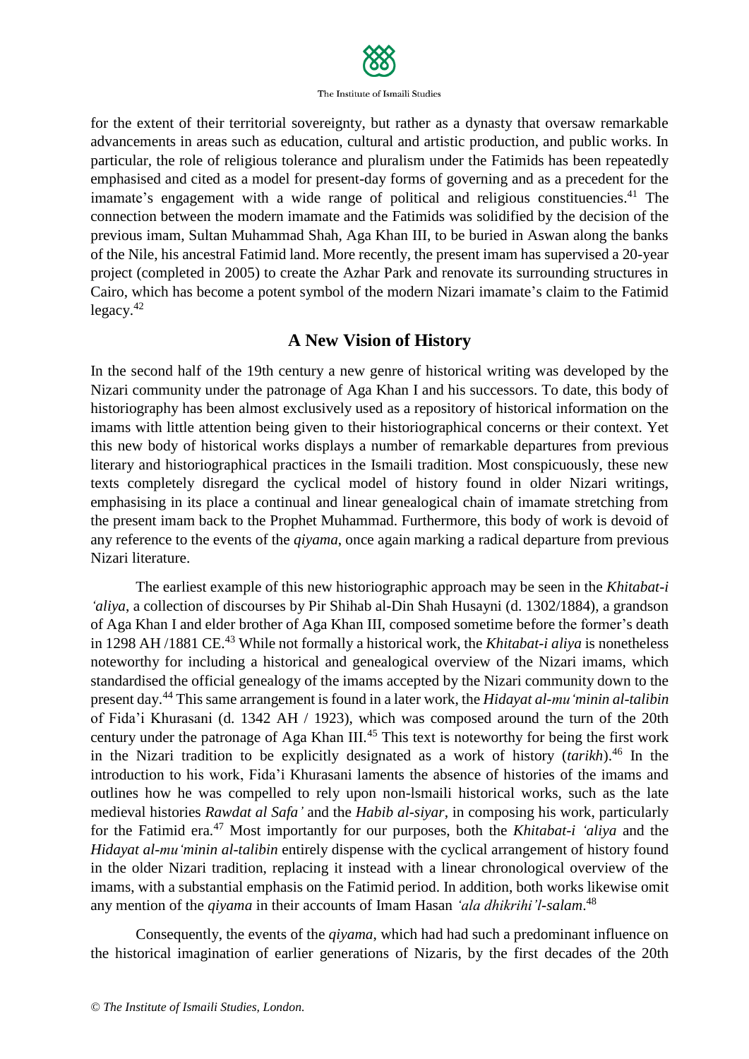for the extent of their territorial sovereignty, but rather as a dynasty that oversaw remarkable advancements in areas such as education, cultural and artistic production, and public works. In particular, the role of religious tolerance and pluralism under the Fatimids has been repeatedly emphasised and cited as a model for present-day forms of governing and as a precedent for the imamate's engagement with a wide range of political and religious constituencies.[41] The connection between the modern imamate and the Fatimids was solidified by the decision of the previous imam, Sultan Muhammad Shah, Aga Khan III, to be buried in Aswan along the banks of the Nile, his ancestral Fatimid land. More recently, the present imam has supervised a 20-year project (completed in 2005) to create the Azhar Park and renovate its surrounding structures in Cairo, which has become a potent symbol of the modern Nizari imamate's claim to the Fatimid legacy.[42]

## A New Vision of History

In the second half of the 19th century a new genre of historical writing was developed by the Nizari community under the patronage of Aga Khan I and his successors. To date, this body of historiography has been almost exclusively used as a repository of historical information on the imams with little attention being given to their historiographical concerns or their context. Yet this new body of historical works displays a number of remarkable departures from previous literary and historiographical practices in the Ismaili tradition. Most conspicuously, these new texts completely disregard the cyclical model of history found in older Nizari writings, emphasising in its place a continual and linear genealogical chain of imamate stretching from the present imam back to the Prophet Muhammad. Furthermore, this body of work is devoid of any reference to the events of the *qiyama*, once again marking a radical departure from previous Nizari literature.

The earliest example of this new historiographic approach may be seen in the *Khitabat-i ʻaliya*, a collection of discourses by Pir Shihab al-Din Shah Husayni (d. 1302/1884), a grandson of Aga Khan I and elder brother of Aga Khan III, composed sometime before the former's death in 1298 AH /1881 CE.[43] While not formally a historical work, the *Khitabat-i aliya* is nonetheless noteworthy for including a historical and genealogical overview of the Nizari imams, which standardised the official genealogy of the imams accepted by the Nizari community down to the present day.[44] This same arrangement is found in a later work, the *Hidayat al-muʻminin al-talibin* of Fida'i Khurasani (d. 1342 AH / 1923), which was composed around the turn of the 20th century under the patronage of Aga Khan III.[45] This text is noteworthy for being the first work in the Nizari tradition to be explicitly designated as a work of history (*tarikh*).[46] In the introduction to his work, Fida'i Khurasani laments the absence of histories of the imams and outlines how he was compelled to rely upon non-Ismaili historical works, such as the late medieval histories *Rawdat al Safa'* and the *Habib al-siyar*, in composing his work, particularly for the Fatimid era.[47] Most importantly for our purposes, both the *Khitabat-i ʻaliya* and the *Hidayat al-muʻminin al-talibin* entirely dispense with the cyclical arrangement of history found in the older Nizari tradition, replacing it instead with a linear chronological overview of the imams, with a substantial emphasis on the Fatimid period. In addition, both works likewise omit any mention of the *qiyama* in their accounts of Imam Hasan *ʻala dhikrihi'l-salam*.[48]

Consequently, the events of the *qiyama*, which had had such a predominant influence on the historical imagination of earlier generations of Nizaris, by the first decades of the 20th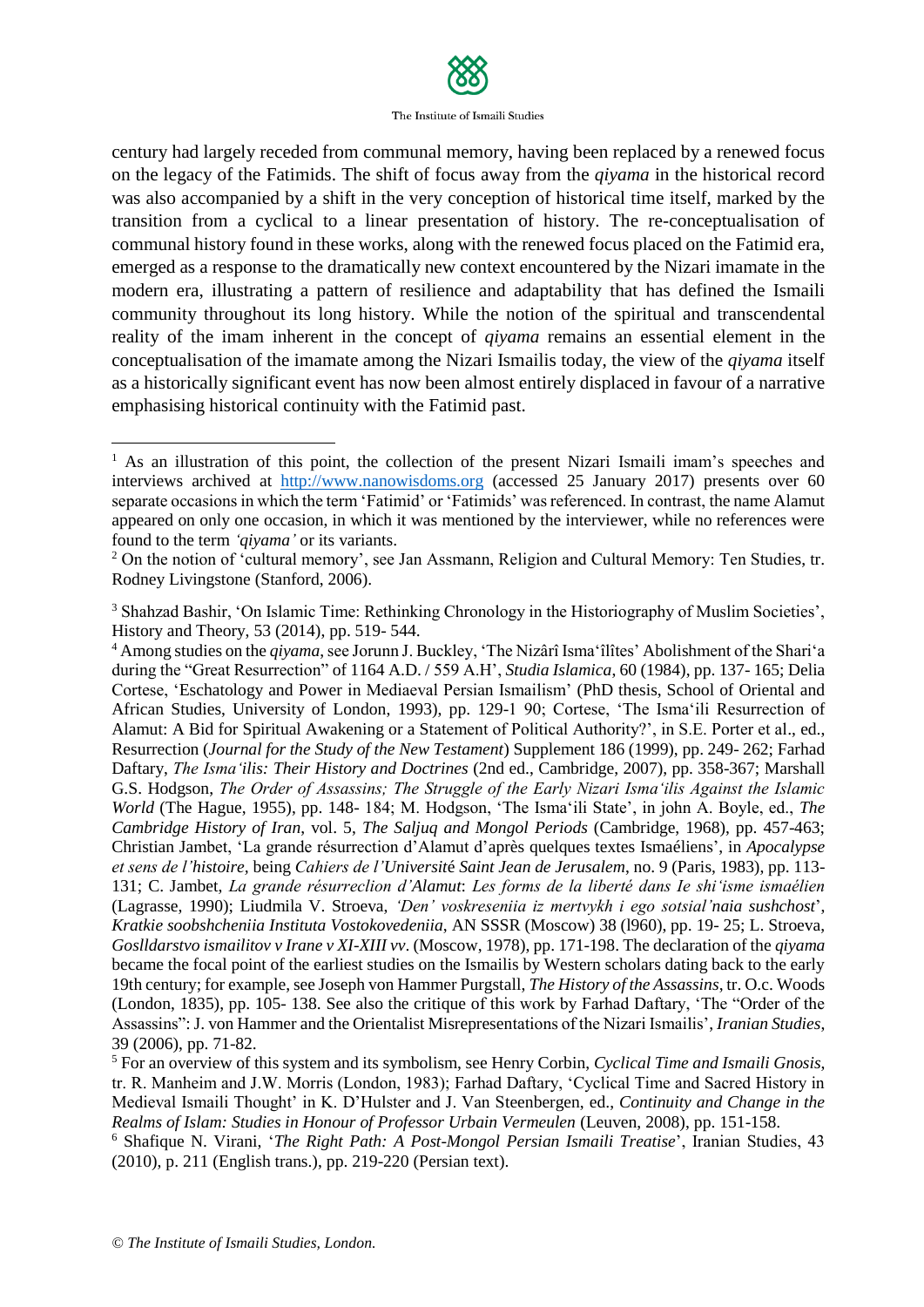century had largely receded from communal memory, having been replaced by a renewed focus on the legacy of the Fatimids. The shift of focus away from the *qiyama* in the historical record was also accompanied by a shift in the very conception of historical time itself, marked by the transition from a cyclical to a linear presentation of history. The re-conceptualisation of communal history found in these works, along with the renewed focus placed on the Fatimid era, emerged as a response to the dramatically new context encountered by the Nizari imamate in the modern era, illustrating a pattern of resilience and adaptability that has defined the Ismaili community throughout its long history. While the notion of the spiritual and transcendental reality of the imam inherent in the concept of *qiyama* remains an essential element in the conceptualisation of the imamate among the Nizari Ismailis today, the view of the *qiyama* itself as a historically significant event has now been almost entirely displaced in favour of a narrative emphasising historical continuity with the Fatimid past.

---

[1] As an illustration of this point, the collection of the present Nizari Ismaili imam's speeches and interviews archived at http://www.nanowisdoms.org (accessed 25 January 2017) presents over 60 separate occasions in which the term 'Fatimid' or 'Fatimids' was referenced. In contrast, the name Alamut appeared on only one occasion, in which it was mentioned by the interviewer, while no references were found to the term *'qiyama'* or its variants.

[2] On the notion of 'cultural memory', see Jan Assmann, Religion and Cultural Memory: Ten Studies, tr. Rodney Livingstone (Stanford, 2006).

[3] Shahzad Bashir, 'On Islamic Time: Rethinking Chronology in the Historiography of Muslim Societies', History and Theory, 53 (2014), pp. 519- 544.

[4] Among studies on the *qiyama*, see Jorunn J. Buckley, 'The Nizârî Isma'îlîtes' Abolishment of the Shari'a during the "Great Resurrection" of 1164 A.D. / 559 A.H', *Studia Islamica*, 60 (1984), pp. 137- 165; Delia Cortese, 'Eschatology and Power in Mediaeval Persian Ismailism' (PhD thesis, School of Oriental and African Studies, University of London, 1993), pp. 129-1 90; Cortese, 'The Isma'ili Resurrection of Alamut: A Bid for Spiritual Awakening or a Statement of Political Authority?', in S.E. Porter et al., ed., Resurrection (*Journal for the Study of the New Testament*) Supplement 186 (1999), pp. 249- 262; Farhad Daftary, *The Isma'ilis: Their History and Doctrines* (2nd ed., Cambridge, 2007), pp. 358-367; Marshall G.S. Hodgson, *The Order of Assassins; The Struggle of the Early Nizari Isma'ilis Against the Islamic World* (The Hague, 1955), pp. 148- 184; M. Hodgson, 'The Isma'ili State', in john A. Boyle, ed., *The Cambridge History of Iran*, vol. 5, *The Saljuq and Mongol Periods* (Cambridge, 1968), pp. 457-463; Christian Jambet, 'La grande résurrection d'Alamut d'après quelques textes Ismaéliens', in *Apocalypse et sens de l'histoire*, being *Cahiers de l'Université Saint Jean de Jerusalem*, no. 9 (Paris, 1983), pp. 113- 131; C. Jambet, *La grande résurreclion d'Alamut*: *Les forms de la liberté dans Ie shi'isme ismaélien* (Lagrasse, 1990); Liudmila V. Stroeva, *'Den' voskreseniia iz mertvykh i ego sotsial'naia sushchost*', *Kratkie soobshcheniia Instituta Vostokovedeniia*, AN SSSR (Moscow) 38 (l960), pp. 19- 25; L. Stroeva, *Goslldarstvo ismailitov v Irane v XI-XIII vv*. (Moscow, 1978), pp. 171-198. The declaration of the *qiyama* became the focal point of the earliest studies on the Ismailis by Western scholars dating back to the early 19th century; for example, see Joseph von Hammer Purgstall, *The History of the Assassins*, tr. O.c. Woods (London, 1835), pp. 105- 138. See also the critique of this work by Farhad Daftary, 'The "Order of the Assassins": J. von Hammer and the Orientalist Misrepresentations of the Nizari Ismailis', *Iranian Studies*, 39 (2006), pp. 71-82.

[5] For an overview of this system and its symbolism, see Henry Corbin, *Cyclical Time and Ismaili Gnosis*, tr. R. Manheim and J.W. Morris (London, 1983); Farhad Daftary, 'Cyclical Time and Sacred History in Medieval Ismaili Thought' in K. D'Hulster and J. Van Steenbergen, ed., *Continuity and Change in the Realms of Islam: Studies in Honour of Professor Urbain Vermeulen* (Leuven, 2008), pp. 151-158.

[6] Shafique N. Virani, '*The Right Path: A Post-Mongol Persian Ismaili Treatise*', Iranian Studies, 43 (2010), p. 211 (English trans.), pp. 219-220 (Persian text).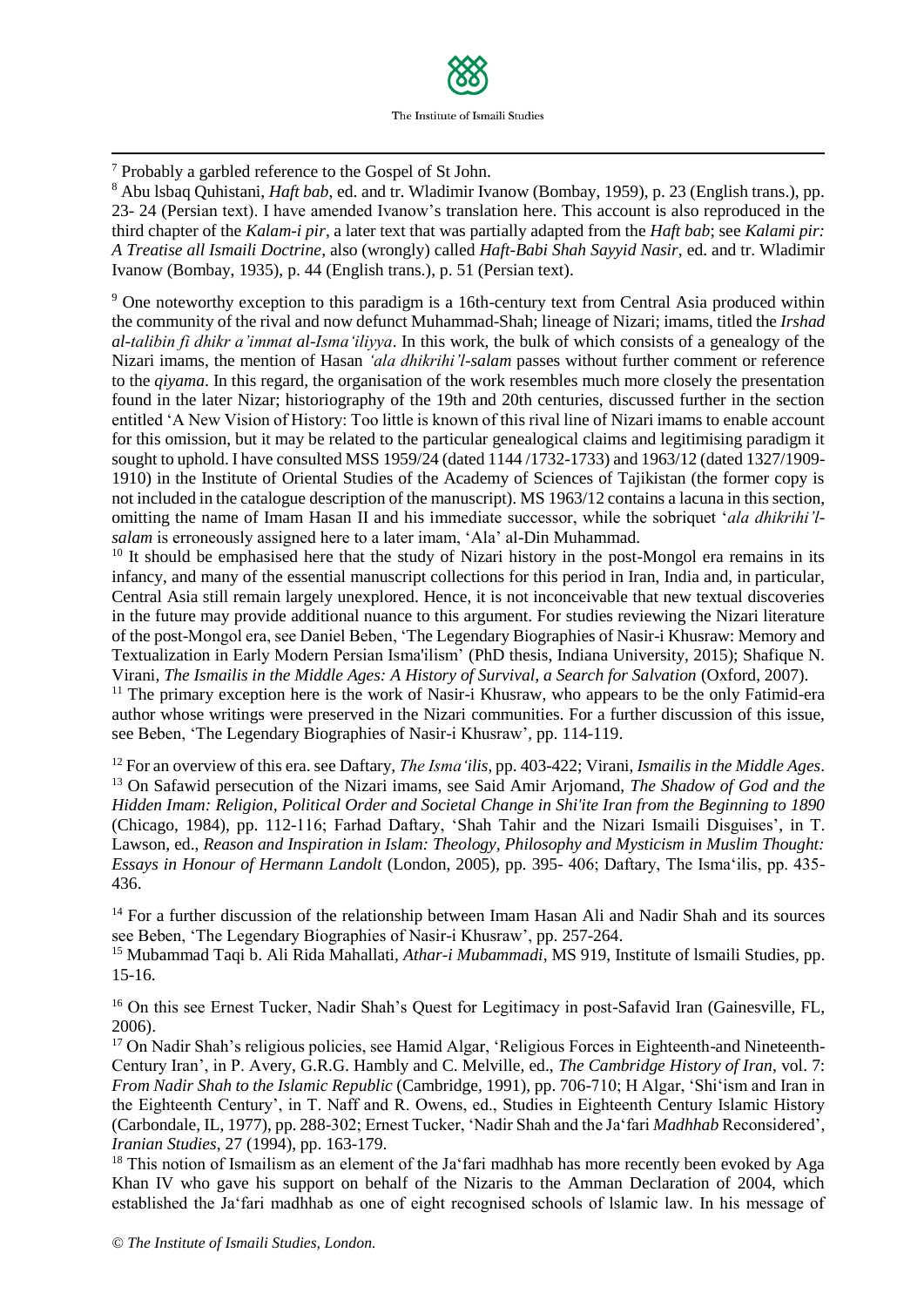[7] Probably a garbled reference to the Gospel of St John.

[8] Abu lsbaq Quhistani, *Haft bab*, ed. and tr. Wladimir Ivanow (Bombay, 1959), p. 23 (English trans.), pp. 23- 24 (Persian text). I have amended Ivanow's translation here. This account is also reproduced in the third chapter of the *Kalam-i pir*, a later text that was partially adapted from the *Haft bab*; see *Kalami pir: A Treatise all Ismaili Doctrine*, also (wrongly) called *Haft-Babi Shah Sayyid Nasir*, ed. and tr. Wladimir Ivanow (Bombay, 1935), p. 44 (English trans.), p. 51 (Persian text).

[9] One noteworthy exception to this paradigm is a 16th-century text from Central Asia produced within the community of the rival and now defunct Muhammad-Shah; lineage of Nizari; imams, titled the *Irshad al-talibin fi dhikr a'immat al-Isma'iliyya*. In this work, the bulk of which consists of a genealogy of the Nizari imams, the mention of Hasan *'ala dhikrihi'l-salam* passes without further comment or reference to the *qiyama*. In this regard, the organisation of the work resembles much more closely the presentation found in the later Nizar; historiography of the 19th and 20th centuries, discussed further in the section entitled 'A New Vision of History: Too little is known of this rival line of Nizari imams to enable account for this omission, but it may be related to the particular genealogical claims and legitimising paradigm it sought to uphold. I have consulted MSS 1959/24 (dated 1144 /1732-1733) and 1963/12 (dated 1327/1909-1910) in the Institute of Oriental Studies of the Academy of Sciences of Tajikistan (the former copy is not included in the catalogue description of the manuscript). MS 1963/12 contains a lacuna in this section, omitting the name of Imam Hasan II and his immediate successor, while the sobriquet '*ala dhikrihi'l-salam* is erroneously assigned here to a later imam, 'Ala' al-Din Muhammad.

[10] It should be emphasised here that the study of Nizari history in the post-Mongol era remains in its infancy, and many of the essential manuscript collections for this period in Iran, India and, in particular, Central Asia still remain largely unexplored. Hence, it is not inconceivable that new textual discoveries in the future may provide additional nuance to this argument. For studies reviewing the Nizari literature of the post-Mongol era, see Daniel Beben, 'The Legendary Biographies of Nasir-i Khusraw: Memory and Textualization in Early Modern Persian Isma'ilism' (PhD thesis, Indiana University, 2015); Shafique N. Virani, *The Ismailis in the Middle Ages: A History of Survival, a Search for Salvation* (Oxford, 2007).

[11] The primary exception here is the work of Nasir-i Khusraw, who appears to be the only Fatimid-era author whose writings were preserved in the Nizari communities. For a further discussion of this issue, see Beben, 'The Legendary Biographies of Nasir-i Khusraw', pp. 114-119.

[12] For an overview of this era. see Daftary, *The Isma'ilis*, pp. 403-422; Virani, *Ismailis in the Middle Ages*.

[13] On Safawid persecution of the Nizari imams, see Said Amir Arjomand, *The Shadow of God and the Hidden Imam: Religion, Political Order and Societal Change in Shi'ite Iran from the Beginning to 1890* (Chicago, 1984), pp. 112-116; Farhad Daftary, 'Shah Tahir and the Nizari Ismaili Disguises', in T. Lawson, ed., *Reason and Inspiration in Islam: Theology, Philosophy and Mysticism in Muslim Thought: Essays in Honour of Hermann Landolt* (London, 2005), pp. 395- 406; Daftary, The Isma'ilis, pp. 435-436.

[14] For a further discussion of the relationship between Imam Hasan Ali and Nadir Shah and its sources see Beben, 'The Legendary Biographies of Nasir-i Khusraw', pp. 257-264.

[15] Mubammad Taqi b. Ali Rida Mahallati, *Athar-i Mubammadi*, MS 919, Institute of lsmaili Studies, pp. 15-16.

[16] On this see Ernest Tucker, Nadir Shah's Quest for Legitimacy in post-Safavid Iran (Gainesville, FL, 2006).

[17] On Nadir Shah's religious policies, see Hamid Algar, 'Religious Forces in Eighteenth-and Nineteenth-Century Iran', in P. Avery, G.R.G. Hambly and C. Melville, ed., *The Cambridge History of Iran*, vol. 7: *From Nadir Shah to the Islamic Republic* (Cambridge, 1991), pp. 706-710; H Algar, 'Shi'ism and Iran in the Eighteenth Century', in T. Naff and R. Owens, ed., Studies in Eighteenth Century Islamic History (Carbondale, IL, 1977), pp. 288-302; Ernest Tucker, 'Nadir Shah and the Ja'fari *Madhhab* Reconsidered', *Iranian Studies*, 27 (1994), pp. 163-179.

[18] This notion of Ismailism as an element of the Ja'fari madhhab has more recently been evoked by Aga Khan IV who gave his support on behalf of the Nizaris to the Amman Declaration of 2004, which established the Ja'fari madhhab as one of eight recognised schools of lslamic law. In his message of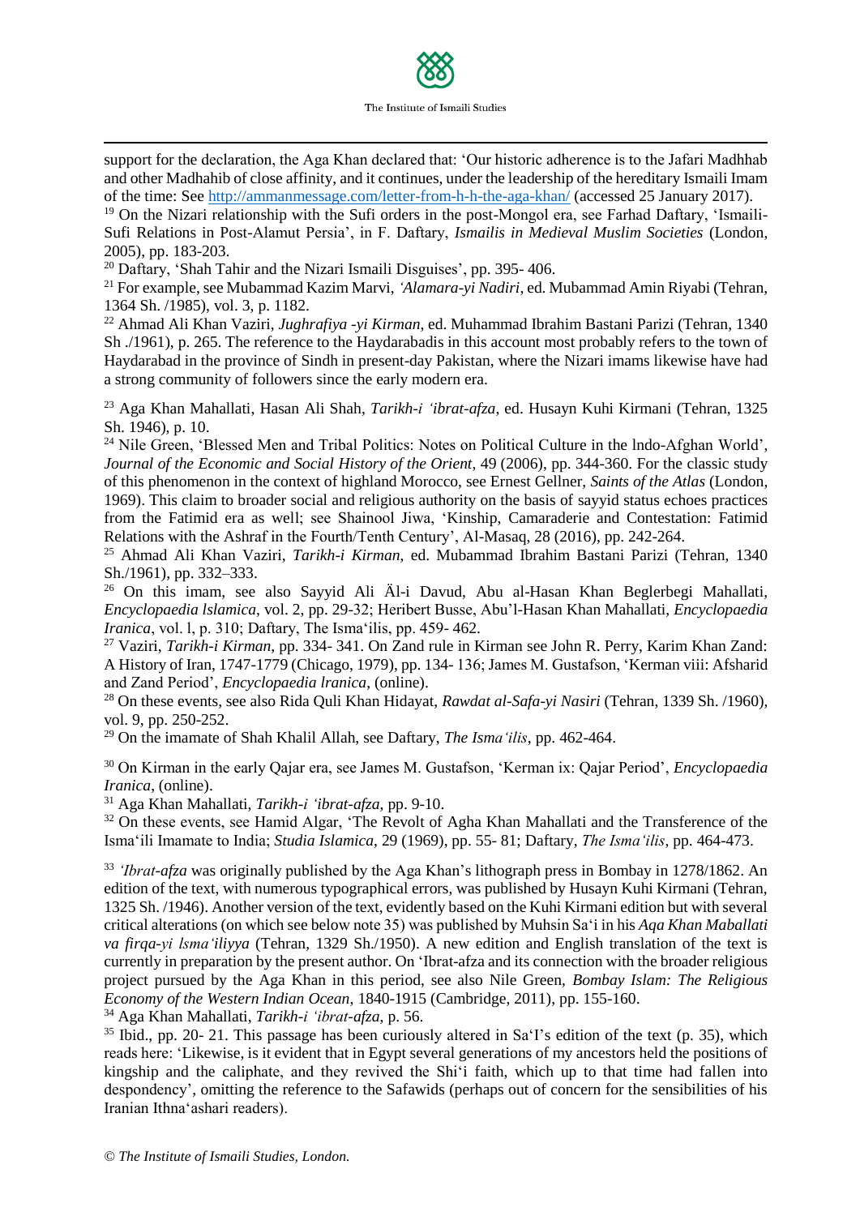support for the declaration, the Aga Khan declared that: 'Our historic adherence is to the Jafari Madhhab and other Madhahib of close affinity, and it continues, under the leadership of the hereditary Ismaili Imam of the time: See http://ammanmessage.com/letter-from-h-h-the-aga-khan/ (accessed 25 January 2017).

[19] On the Nizari relationship with the Sufi orders in the post-Mongol era, see Farhad Daftary, 'Ismaili-Sufi Relations in Post-Alamut Persia', in F. Daftary, *Ismailis in Medieval Muslim Societies* (London, 2005), pp. 183-203.

[20] Daftary, 'Shah Tahir and the Nizari Ismaili Disguises', pp. 395- 406.

[21] For example, see Mubammad Kazim Marvi, *'Alamara-yi Nadiri*, ed. Mubammad Amin Riyabi (Tehran, 1364 Sh. /1985), vol. 3, p. 1182.

[22] Ahmad Ali Khan Vaziri, *Jughrafiya -yi Kirman*, ed. Muhammad Ibrahim Bastani Parizi (Tehran, 1340 Sh ./1961), p. 265. The reference to the Haydarabadis in this account most probably refers to the town of Haydarabad in the province of Sindh in present-day Pakistan, where the Nizari imams likewise have had a strong community of followers since the early modern era.

[23] Aga Khan Mahallati, Hasan Ali Shah, *Tarikh-i 'ibrat-afza*, ed. Husayn Kuhi Kirmani (Tehran, 1325 Sh. 1946), p. 10.

[24] Nile Green, 'Blessed Men and Tribal Politics: Notes on Political Culture in the lndo-Afghan World', *Journal of the Economic and Social History of the Orient*, 49 (2006), pp. 344-360. For the classic study of this phenomenon in the context of highland Morocco, see Ernest Gellner, *Saints of the Atlas* (London, 1969). This claim to broader social and religious authority on the basis of sayyid status echoes practices from the Fatimid era as well; see Shainool Jiwa, 'Kinship, Camaraderie and Contestation: Fatimid Relations with the Ashraf in the Fourth/Tenth Century', Al-Masaq, 28 (2016), pp. 242-264.

[25] Ahmad Ali Khan Vaziri, *Tarikh-i Kirman*, ed. Mubammad Ibrahim Bastani Parizi (Tehran, 1340 Sh./1961), pp. 332–333.

[26] On this imam, see also Sayyid Ali Äl-i Davud, Abu al-Hasan Khan Beglerbegi Mahallati, *Encyclopaedia lslamica*, vol. 2, pp. 29-32; Heribert Busse, Abu'l-Hasan Khan Mahallati, *Encyclopaedia Iranica*, vol. l, p. 310; Daftary, The Isma'ilis, pp. 459- 462.

[27] Vaziri, *Tarikh-i Kirman*, pp. 334- 341. On Zand rule in Kirman see John R. Perry, Karim Khan Zand: A History of Iran, 1747-1779 (Chicago, 1979), pp. 134- 136; James M. Gustafson, 'Kerman viii: Afsharid and Zand Period', *Encyclopaedia lranica*, (online).

[28] On these events, see also Rida Quli Khan Hidayat, *Rawdat al-Safa-yi Nasiri* (Tehran, 1339 Sh. /1960), vol. 9, pp. 250-252.

[29] On the imamate of Shah Khalil Allah, see Daftary, *The Isma'ilis*, pp. 462-464.

[30] On Kirman in the early Qajar era, see James M. Gustafson, 'Kerman ix: Qajar Period', *Encyclopaedia Iranica*, (online).

[31] Aga Khan Mahallati, *Tarikh-i 'ibrat-afza*, pp. 9-10.

[32] On these events, see Hamid Algar, 'The Revolt of Agha Khan Mahallati and the Transference of the Isma'ili Imamate to India; *Studia Islamica*, 29 (1969), pp. 55- 81; Daftary, *The Isma'ilis*, pp. 464-473.

[33] *'Ibrat-afza* was originally published by the Aga Khan's lithograph press in Bombay in 1278/1862. An edition of the text, with numerous typographical errors, was published by Husayn Kuhi Kirmani (Tehran, 1325 Sh. /1946). Another version of the text, evidently based on the Kuhi Kirmani edition but with several critical alterations (on which see below note 35) was published by Muhsin Sa'i in his *Aqa Khan Maballati va firqa-yi lsma'iliyya* (Tehran, 1329 Sh./1950). A new edition and English translation of the text is currently in preparation by the present author. On 'Ibrat-afza and its connection with the broader religious project pursued by the Aga Khan in this period, see also Nile Green, *Bombay Islam: The Religious Economy of the Western Indian Ocean*, 1840-1915 (Cambridge, 2011), pp. 155-160.

[34] Aga Khan Mahallati, *Tarikh-i 'ibrat-afza*, p. 56.

[35] Ibid., pp. 20- 21. This passage has been curiously altered in Sa'I's edition of the text (p. 35), which reads here: 'Likewise, is it evident that in Egypt several generations of my ancestors held the positions of kingship and the caliphate, and they revived the Shi'i faith, which up to that time had fallen into despondency', omitting the reference to the Safawids (perhaps out of concern for the sensibilities of his Iranian Ithna'ashari readers).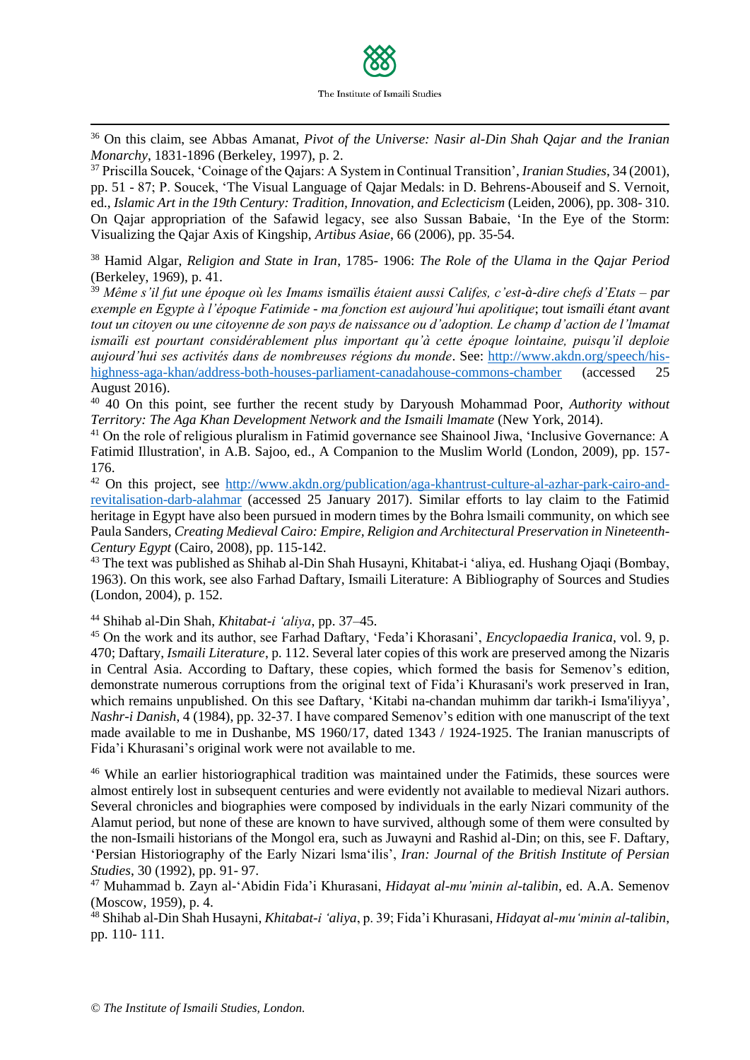[36] On this claim, see Abbas Amanat, *Pivot of the Universe: Nasir al-Din Shah Qajar and the Iranian Monarchy*, 1831-1896 (Berkeley, 1997), p. 2.

[37] Priscilla Soucek, 'Coinage of the Qajars: A System in Continual Transition', *Iranian Studies*, 34 (2001), pp. 51 - 87; P. Soucek, 'The Visual Language of Qajar Medals: in D. Behrens-Abouseif and S. Vernoit, ed., *Islamic Art in the 19th Century: Tradition, Innovation, and Eclecticism* (Leiden, 2006), pp. 308- 310. On Qajar appropriation of the Safawid legacy, see also Sussan Babaie, 'In the Eye of the Storm: Visualizing the Qajar Axis of Kingship, *Artibus Asiae*, 66 (2006), pp. 35-54.

[38] Hamid Algar, *Religion and State in Iran*, 1785- 1906: *The Role of the Ulama in the Qajar Period* (Berkeley, 1969), p. 41.

[39] *Même s'il fut une époque où les Imams ismaïlis étaient aussi Califes, c'est-à-dire chefs d'Etats – par exemple en Egypte à l'époque Fatimide - ma fonction est aujourd'hui apolitique*; *tout ismaïli étant avant tout un citoyen ou une citoyenne de son pays de naissance ou d'adoption. Le champ d'action de l'lmamat ismaïli est pourtant considérablement plus important qu'à cette époque lointaine, puisqu'il deploie aujourd'hui ses activités dans de nombreuses régions du monde*. See: http://www.akdn.org/speech/his-highness-aga-khan/address-both-houses-parliament-canadahouse-commons-chamber (accessed 25 August 2016).

[40] 40 On this point, see further the recent study by Daryoush Mohammad Poor, *Authority without Territory: The Aga Khan Development Network and the Ismaili lmamate* (New York, 2014).

[41] On the role of religious pluralism in Fatimid governance see Shainool Jiwa, 'Inclusive Governance: A Fatimid Illustration', in A.B. Sajoo, ed., A Companion to the Muslim World (London, 2009), pp. 157-176.

[42] On this project, see http://www.akdn.org/publication/aga-khantrust-culture-al-azhar-park-cairo-and-revitalisation-darb-alahmar (accessed 25 January 2017). Similar efforts to lay claim to the Fatimid heritage in Egypt have also been pursued in modern times by the Bohra lsmaili community, on which see Paula Sanders, *Creating Medieval Cairo: Empire, Religion and Architectural Preservation in Nineteenth-Century Egypt* (Cairo, 2008), pp. 115-142.

[43] The text was published as Shihab al-Din Shah Husayni, Khitabat-i 'aliya, ed. Hushang Ojaqi (Bombay, 1963). On this work, see also Farhad Daftary, Ismaili Literature: A Bibliography of Sources and Studies (London, 2004), p. 152.

[44] Shihab al-Din Shah, *Khitabat-i 'aliya*, pp. 37–45.

[45] On the work and its author, see Farhad Daftary, 'Feda'i Khorasani', *Encyclopaedia Iranica*, vol. 9, p. 470; Daftary, *Ismaili Literature*, p. 112. Several later copies of this work are preserved among the Nizaris in Central Asia. According to Daftary, these copies, which formed the basis for Semenov's edition, demonstrate numerous corruptions from the original text of Fida'i Khurasani's work preserved in Iran, which remains unpublished. On this see Daftary, 'Kitabi na-chandan muhimm dar tarikh-i Isma'iliyya', *Nashr-i Danish*, 4 (1984), pp. 32-37. I have compared Semenov's edition with one manuscript of the text made available to me in Dushanbe, MS 1960/17, dated 1343 / 1924-1925. The Iranian manuscripts of Fida'i Khurasani's original work were not available to me.

[46] While an earlier historiographical tradition was maintained under the Fatimids, these sources were almost entirely lost in subsequent centuries and were evidently not available to medieval Nizari authors. Several chronicles and biographies were composed by individuals in the early Nizari community of the Alamut period, but none of these are known to have survived, although some of them were consulted by the non-Ismaili historians of the Mongol era, such as Juwayni and Rashid al-Din; on this, see F. Daftary, 'Persian Historiography of the Early Nizari lsma'ilis', *Iran: Journal of the British Institute of Persian Studies*, 30 (1992), pp. 91- 97.

[47] Muhammad b. Zayn al-'Abidin Fida'i Khurasani, *Hidayat al-mu'minin al-talibin*, ed. A.A. Semenov (Moscow, 1959), p. 4.

[48] Shihab al-Din Shah Husayni, *Khitabat-i 'aliya*, p. 39; Fida'i Khurasani, *Hidayat al-mu'minin al-talibin*, pp. 110- 111.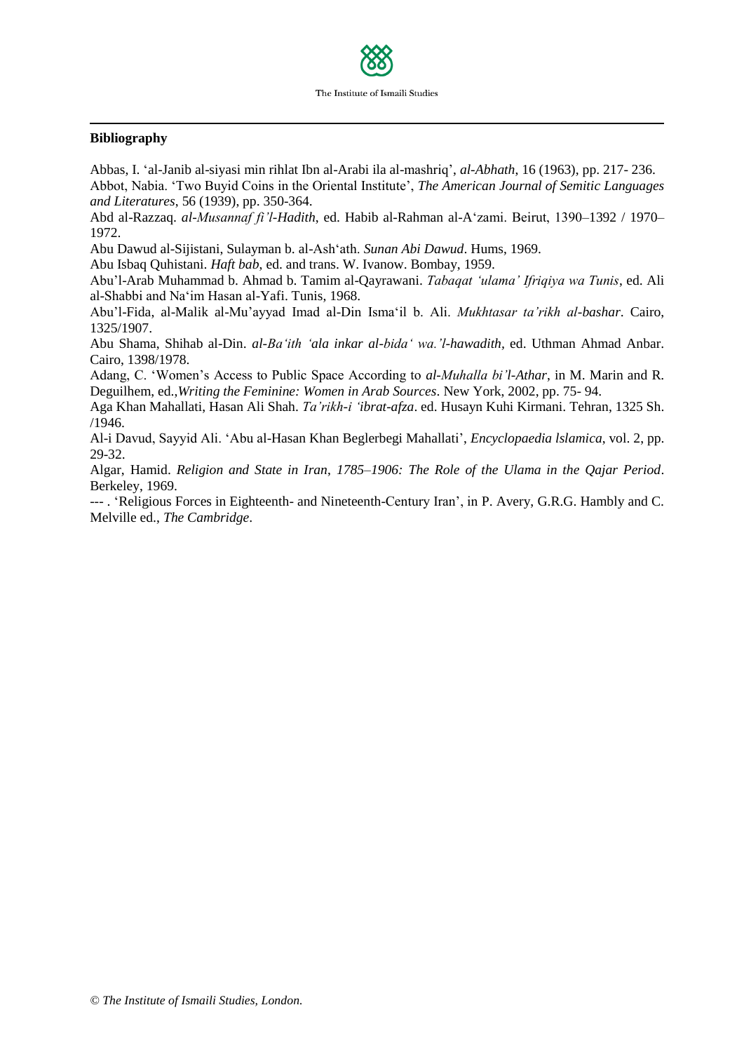**Bibliography**

Abbas, I. 'al-Janib al-siyasi min rihlat Ibn al-Arabi ila al-mashriq', *al-Abhath*, 16 (1963), pp. 217- 236.

Abbot, Nabia. 'Two Buyid Coins in the Oriental Institute', *The American Journal of Semitic Languages and Literatures*, 56 (1939), pp. 350-364.

Abd al-Razzaq. *al-Musannaf fi'l-Hadith*, ed. Habib al-Rahman al-A'zami. Beirut, 1390–1392 / 1970–1972.

Abu Dawud al-Sijistani, Sulayman b. al-Ash'ath. *Sunan Abi Dawud*. Hums, 1969.

Abu Isbaq Quhistani. *Haft bab*, ed. and trans. W. Ivanow. Bombay, 1959.

Abu'l-Arab Muhammad b. Ahmad b. Tamim al-Qayrawani. *Tabaqat 'ulama' Ifriqiya wa Tunis*, ed. Ali al-Shabbi and Na'im Hasan al-Yafi. Tunis, 1968.

Abu'l-Fida, al-Malik al-Mu'ayyad Imad al-Din Isma'il b. Ali. *Mukhtasar ta'rikh al-bashar*. Cairo, 1325/1907.

Abu Shama, Shihab al-Din. *al-Ba'ith 'ala inkar al-bida' wa.'l-hawadith*, ed. Uthman Ahmad Anbar. Cairo, 1398/1978.

Adang, C. 'Women's Access to Public Space According to *al-Muhalla bi'l-Athar*, in M. Marin and R. Deguilhem, ed.,*Writing the Feminine: Women in Arab Sources*. New York, 2002, pp. 75- 94.

Aga Khan Mahallati, Hasan Ali Shah. *Ta'rikh-i 'ibrat-afza*. ed. Husayn Kuhi Kirmani. Tehran, 1325 Sh. /1946.

Al-i Davud, Sayyid Ali. 'Abu al-Hasan Khan Beglerbegi Mahallati', *Encyclopaedia lslamica*, vol. 2, pp. 29-32.

Algar, Hamid. *Religion and State in Iran, 1785–1906: The Role of the Ulama in the Qajar Period*. Berkeley, 1969.

--- . 'Religious Forces in Eighteenth- and Nineteenth-Century Iran', in P. Avery, G.R.G. Hambly and C. Melville ed., *The Cambridge*.